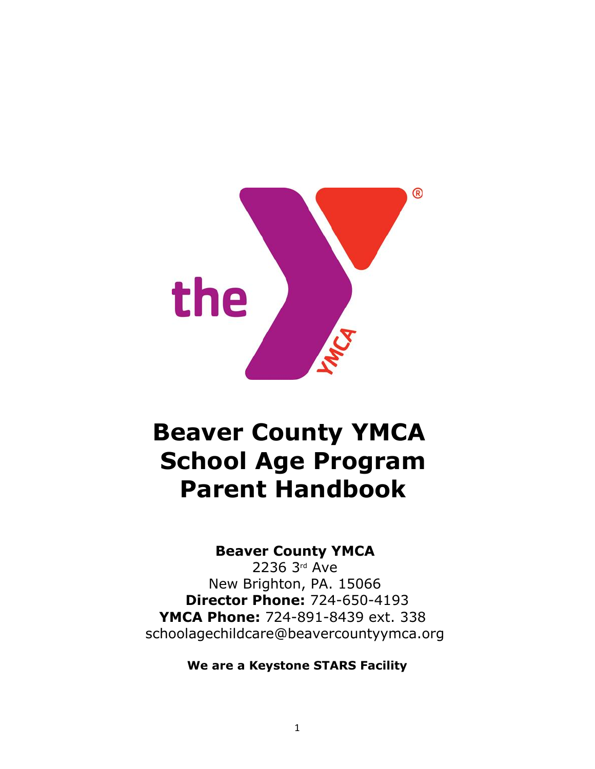# Beaver County YMCA School Age Program Parent Handbook

**Beaver County YMCA**
2236 3rd Ave
New Brighton, PA. 15066
**Director Phone:** 724-650-4193
**YMCA Phone:** 724-891-8439 ext. 338
schoolagechildcare@beavercountyymca.org

**We are a Keystone STARS Facility**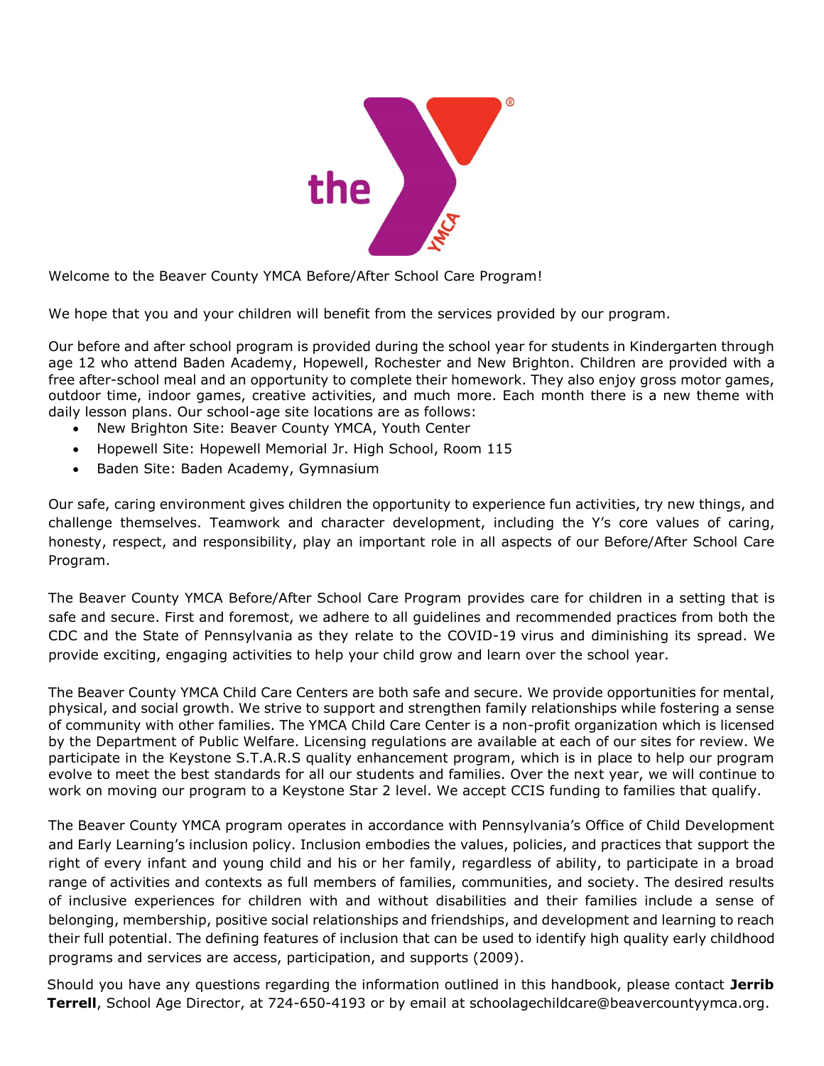Welcome to the Beaver County YMCA Before/After School Care Program!

We hope that you and your children will benefit from the services provided by our program.

Our before and after school program is provided during the school year for students in Kindergarten through age 12 who attend Baden Academy, Hopewell, Rochester and New Brighton. Children are provided with a free after-school meal and an opportunity to complete their homework. They also enjoy gross motor games, outdoor time, indoor games, creative activities, and much more. Each month there is a new theme with daily lesson plans. Our school-age site locations are as follows:

- New Brighton Site: Beaver County YMCA, Youth Center
- Hopewell Site: Hopewell Memorial Jr. High School, Room 115
- Baden Site: Baden Academy, Gymnasium

Our safe, caring environment gives children the opportunity to experience fun activities, try new things, and challenge themselves. Teamwork and character development, including the Y's core values of caring, honesty, respect, and responsibility, play an important role in all aspects of our Before/After School Care Program.

The Beaver County YMCA Before/After School Care Program provides care for children in a setting that is safe and secure. First and foremost, we adhere to all guidelines and recommended practices from both the CDC and the State of Pennsylvania as they relate to the COVID-19 virus and diminishing its spread. We provide exciting, engaging activities to help your child grow and learn over the school year.

The Beaver County YMCA Child Care Centers are both safe and secure. We provide opportunities for mental, physical, and social growth. We strive to support and strengthen family relationships while fostering a sense of community with other families. The YMCA Child Care Center is a non-profit organization which is licensed by the Department of Public Welfare. Licensing regulations are available at each of our sites for review. We participate in the Keystone S.T.A.R.S quality enhancement program, which is in place to help our program evolve to meet the best standards for all our students and families. Over the next year, we will continue to work on moving our program to a Keystone Star 2 level. We accept CCIS funding to families that qualify.

The Beaver County YMCA program operates in accordance with Pennsylvania's Office of Child Development and Early Learning's inclusion policy. Inclusion embodies the values, policies, and practices that support the right of every infant and young child and his or her family, regardless of ability, to participate in a broad range of activities and contexts as full members of families, communities, and society. The desired results of inclusive experiences for children with and without disabilities and their families include a sense of belonging, membership, positive social relationships and friendships, and development and learning to reach their full potential. The defining features of inclusion that can be used to identify high quality early childhood programs and services are access, participation, and supports (2009).

Should you have any questions regarding the information outlined in this handbook, please contact **Jerrib Terrell**, School Age Director, at 724-650-4193 or by email at schoolagechildcare@beavercountyymca.org.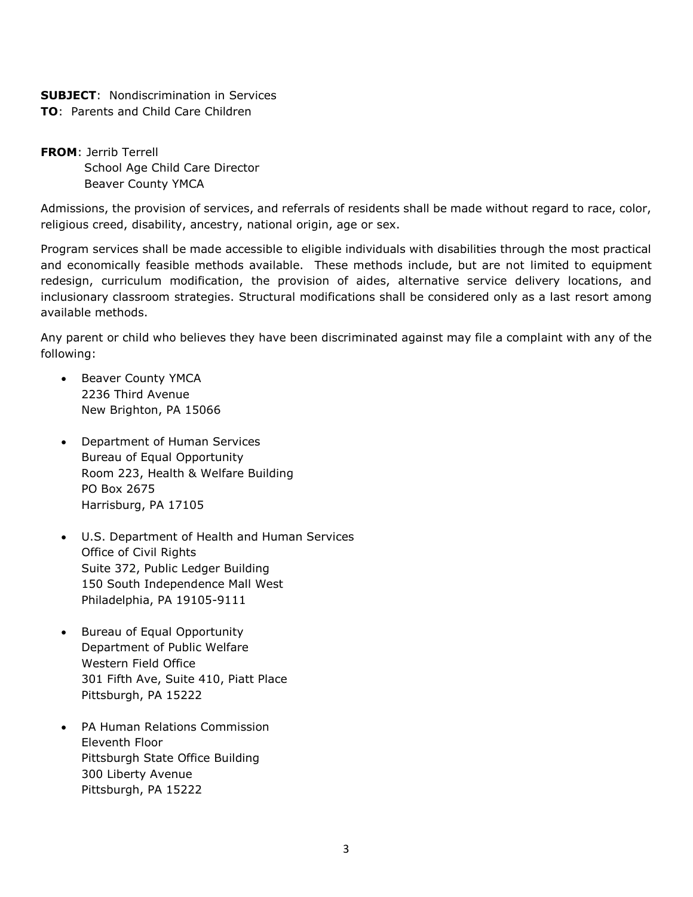**SUBJECT**: Nondiscrimination in Services
**TO**: Parents and Child Care Children

**FROM**: Jerrib Terrell
School Age Child Care Director
Beaver County YMCA

Admissions, the provision of services, and referrals of residents shall be made without regard to race, color, religious creed, disability, ancestry, national origin, age or sex.

Program services shall be made accessible to eligible individuals with disabilities through the most practical and economically feasible methods available. These methods include, but are not limited to equipment redesign, curriculum modification, the provision of aides, alternative service delivery locations, and inclusionary classroom strategies. Structural modifications shall be considered only as a last resort among available methods.

Any parent or child who believes they have been discriminated against may file a complaint with any of the following:

- Beaver County YMCA
  2236 Third Avenue
  New Brighton, PA 15066

- Department of Human Services
  Bureau of Equal Opportunity
  Room 223, Health & Welfare Building
  PO Box 2675
  Harrisburg, PA 17105

- U.S. Department of Health and Human Services
  Office of Civil Rights
  Suite 372, Public Ledger Building
  150 South Independence Mall West
  Philadelphia, PA 19105-9111

- Bureau of Equal Opportunity
  Department of Public Welfare
  Western Field Office
  301 Fifth Ave, Suite 410, Piatt Place
  Pittsburgh, PA 15222

- PA Human Relations Commission
  Eleventh Floor
  Pittsburgh State Office Building
  300 Liberty Avenue
  Pittsburgh, PA 15222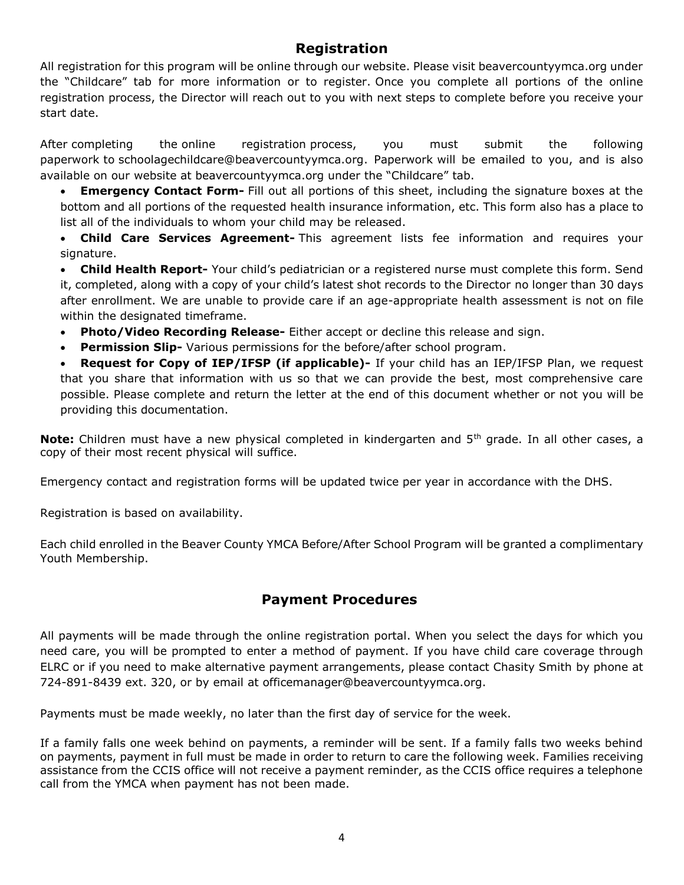## Registration

All registration for this program will be online through our website. Please visit beavercountyymca.org under the "Childcare" tab for more information or to register. Once you complete all portions of the online registration process, the Director will reach out to you with next steps to complete before you receive your start date.

After completing the online registration process, you must submit the following paperwork to schoolagechildcare@beavercountyymca.org. Paperwork will be emailed to you, and is also available on our website at beavercountyymca.org under the "Childcare" tab.

- **Emergency Contact Form-** Fill out all portions of this sheet, including the signature boxes at the bottom and all portions of the requested health insurance information, etc. This form also has a place to list all of the individuals to whom your child may be released.
- **Child Care Services Agreement-** This agreement lists fee information and requires your signature.
- **Child Health Report-** Your child's pediatrician or a registered nurse must complete this form. Send it, completed, along with a copy of your child's latest shot records to the Director no longer than 30 days after enrollment. We are unable to provide care if an age-appropriate health assessment is not on file within the designated timeframe.
- **Photo/Video Recording Release-** Either accept or decline this release and sign.
- **Permission Slip-** Various permissions for the before/after school program.
- **Request for Copy of IEP/IFSP (if applicable)-** If your child has an IEP/IFSP Plan, we request that you share that information with us so that we can provide the best, most comprehensive care possible. Please complete and return the letter at the end of this document whether or not you will be providing this documentation.

**Note:** Children must have a new physical completed in kindergarten and 5th grade. In all other cases, a copy of their most recent physical will suffice.

Emergency contact and registration forms will be updated twice per year in accordance with the DHS.

Registration is based on availability.

Each child enrolled in the Beaver County YMCA Before/After School Program will be granted a complimentary Youth Membership.

## Payment Procedures

All payments will be made through the online registration portal. When you select the days for which you need care, you will be prompted to enter a method of payment. If you have child care coverage through ELRC or if you need to make alternative payment arrangements, please contact Chasity Smith by phone at 724-891-8439 ext. 320, or by email at officemanager@beavercountyymca.org.

Payments must be made weekly, no later than the first day of service for the week.

If a family falls one week behind on payments, a reminder will be sent. If a family falls two weeks behind on payments, payment in full must be made in order to return to care the following week. Families receiving assistance from the CCIS office will not receive a payment reminder, as the CCIS office requires a telephone call from the YMCA when payment has not been made.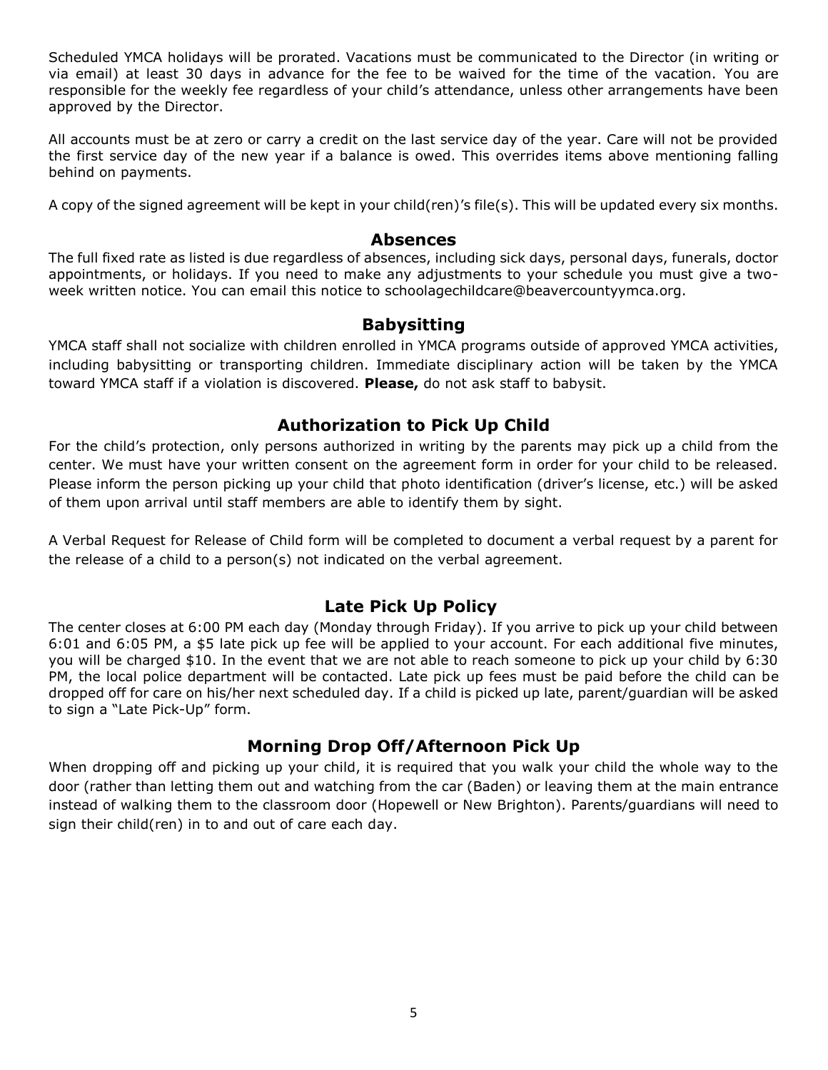Scheduled YMCA holidays will be prorated. Vacations must be communicated to the Director (in writing or via email) at least 30 days in advance for the fee to be waived for the time of the vacation. You are responsible for the weekly fee regardless of your child's attendance, unless other arrangements have been approved by the Director.

All accounts must be at zero or carry a credit on the last service day of the year. Care will not be provided the first service day of the new year if a balance is owed. This overrides items above mentioning falling behind on payments.

A copy of the signed agreement will be kept in your child(ren)'s file(s). This will be updated every six months.

## Absences

The full fixed rate as listed is due regardless of absences, including sick days, personal days, funerals, doctor appointments, or holidays. If you need to make any adjustments to your schedule you must give a two-week written notice. You can email this notice to schoolagechildcare@beavercountyymca.org.

## Babysitting

YMCA staff shall not socialize with children enrolled in YMCA programs outside of approved YMCA activities, including babysitting or transporting children. Immediate disciplinary action will be taken by the YMCA toward YMCA staff if a violation is discovered. **Please,** do not ask staff to babysit.

## Authorization to Pick Up Child

For the child's protection, only persons authorized in writing by the parents may pick up a child from the center. We must have your written consent on the agreement form in order for your child to be released. Please inform the person picking up your child that photo identification (driver's license, etc.) will be asked of them upon arrival until staff members are able to identify them by sight.

A Verbal Request for Release of Child form will be completed to document a verbal request by a parent for the release of a child to a person(s) not indicated on the verbal agreement.

## Late Pick Up Policy

The center closes at 6:00 PM each day (Monday through Friday). If you arrive to pick up your child between 6:01 and 6:05 PM, a $5 late pick up fee will be applied to your account. For each additional five minutes, you will be charged $10. In the event that we are not able to reach someone to pick up your child by 6:30 PM, the local police department will be contacted. Late pick up fees must be paid before the child can be dropped off for care on his/her next scheduled day. If a child is picked up late, parent/guardian will be asked to sign a "Late Pick-Up" form.

## Morning Drop Off/Afternoon Pick Up

When dropping off and picking up your child, it is required that you walk your child the whole way to the door (rather than letting them out and watching from the car (Baden) or leaving them at the main entrance instead of walking them to the classroom door (Hopewell or New Brighton). Parents/guardians will need to sign their child(ren) in to and out of care each day.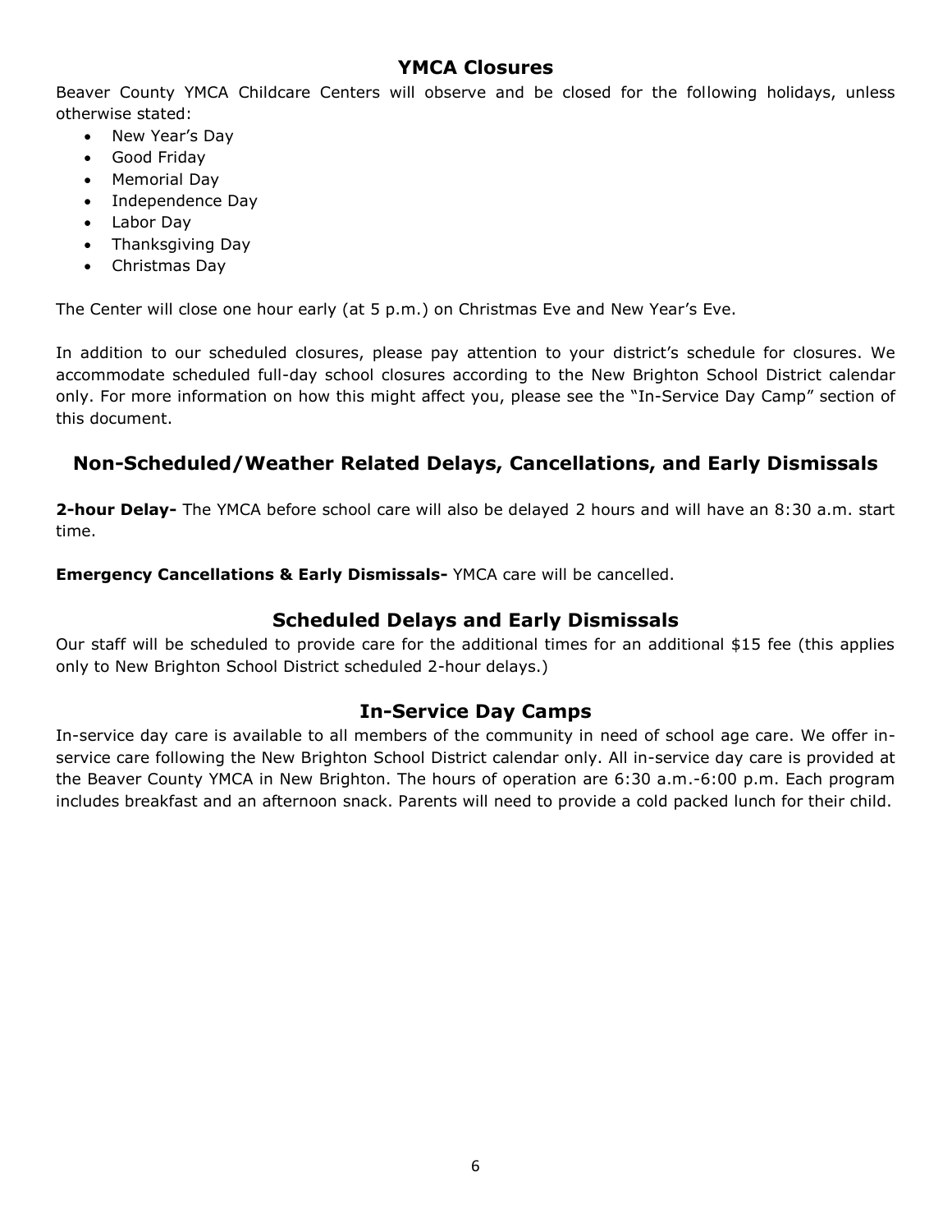## YMCA Closures

Beaver County YMCA Childcare Centers will observe and be closed for the following holidays, unless otherwise stated:

- New Year's Day
- Good Friday
- Memorial Day
- Independence Day
- Labor Day
- Thanksgiving Day
- Christmas Day

The Center will close one hour early (at 5 p.m.) on Christmas Eve and New Year's Eve.

In addition to our scheduled closures, please pay attention to your district's schedule for closures. We accommodate scheduled full-day school closures according to the New Brighton School District calendar only. For more information on how this might affect you, please see the "In-Service Day Camp" section of this document.

## Non-Scheduled/Weather Related Delays, Cancellations, and Early Dismissals

**2-hour Delay-** The YMCA before school care will also be delayed 2 hours and will have an 8:30 a.m. start time.

**Emergency Cancellations & Early Dismissals-** YMCA care will be cancelled.

## Scheduled Delays and Early Dismissals

Our staff will be scheduled to provide care for the additional times for an additional $15 fee (this applies only to New Brighton School District scheduled 2-hour delays.)

## In-Service Day Camps

In-service day care is available to all members of the community in need of school age care. We offer in-service care following the New Brighton School District calendar only. All in-service day care is provided at the Beaver County YMCA in New Brighton. The hours of operation are 6:30 a.m.-6:00 p.m. Each program includes breakfast and an afternoon snack. Parents will need to provide a cold packed lunch for their child.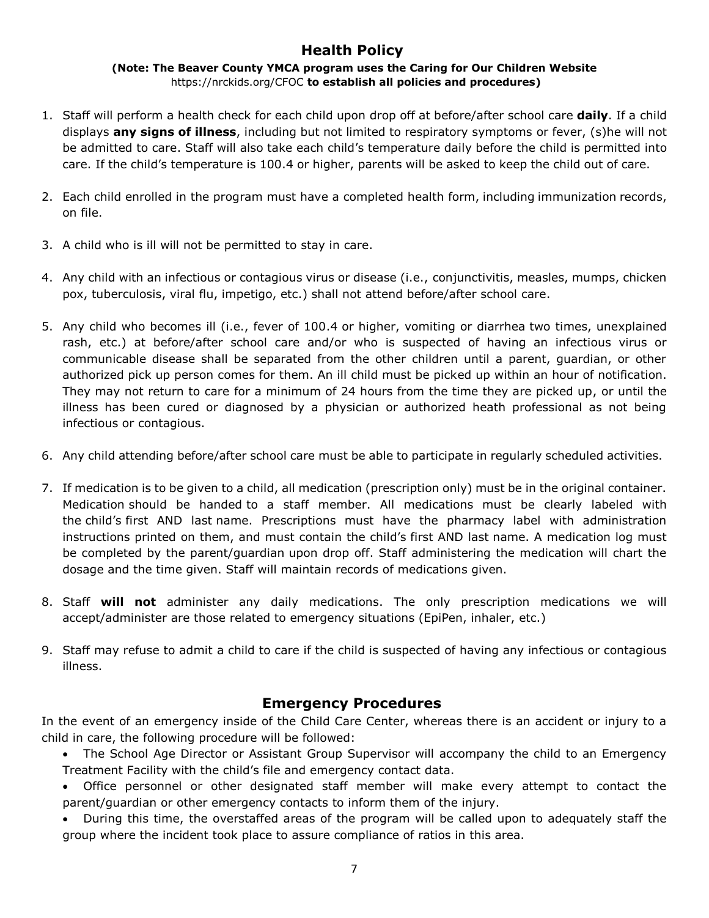## Health Policy

**(Note: The Beaver County YMCA program uses the Caring for Our Children Website** https://nrckids.org/CFOC **to establish all policies and procedures)**

1. Staff will perform a health check for each child upon drop off at before/after school care **daily**. If a child displays **any signs of illness**, including but not limited to respiratory symptoms or fever, (s)he will not be admitted to care. Staff will also take each child's temperature daily before the child is permitted into care. If the child's temperature is 100.4 or higher, parents will be asked to keep the child out of care.

2. Each child enrolled in the program must have a completed health form, including immunization records, on file.

3. A child who is ill will not be permitted to stay in care.

4. Any child with an infectious or contagious virus or disease (i.e., conjunctivitis, measles, mumps, chicken pox, tuberculosis, viral flu, impetigo, etc.) shall not attend before/after school care.

5. Any child who becomes ill (i.e., fever of 100.4 or higher, vomiting or diarrhea two times, unexplained rash, etc.) at before/after school care and/or who is suspected of having an infectious virus or communicable disease shall be separated from the other children until a parent, guardian, or other authorized pick up person comes for them. An ill child must be picked up within an hour of notification. They may not return to care for a minimum of 24 hours from the time they are picked up, or until the illness has been cured or diagnosed by a physician or authorized heath professional as not being infectious or contagious.

6. Any child attending before/after school care must be able to participate in regularly scheduled activities.

7. If medication is to be given to a child, all medication (prescription only) must be in the original container. Medication should be handed to a staff member. All medications must be clearly labeled with the child's first AND last name. Prescriptions must have the pharmacy label with administration instructions printed on them, and must contain the child's first AND last name. A medication log must be completed by the parent/guardian upon drop off. Staff administering the medication will chart the dosage and the time given. Staff will maintain records of medications given.

8. Staff **will not** administer any daily medications. The only prescription medications we will accept/administer are those related to emergency situations (EpiPen, inhaler, etc.)

9. Staff may refuse to admit a child to care if the child is suspected of having any infectious or contagious illness.

## Emergency Procedures

In the event of an emergency inside of the Child Care Center, whereas there is an accident or injury to a child in care, the following procedure will be followed:

- The School Age Director or Assistant Group Supervisor will accompany the child to an Emergency Treatment Facility with the child's file and emergency contact data.
- Office personnel or other designated staff member will make every attempt to contact the parent/guardian or other emergency contacts to inform them of the injury.
- During this time, the overstaffed areas of the program will be called upon to adequately staff the group where the incident took place to assure compliance of ratios in this area.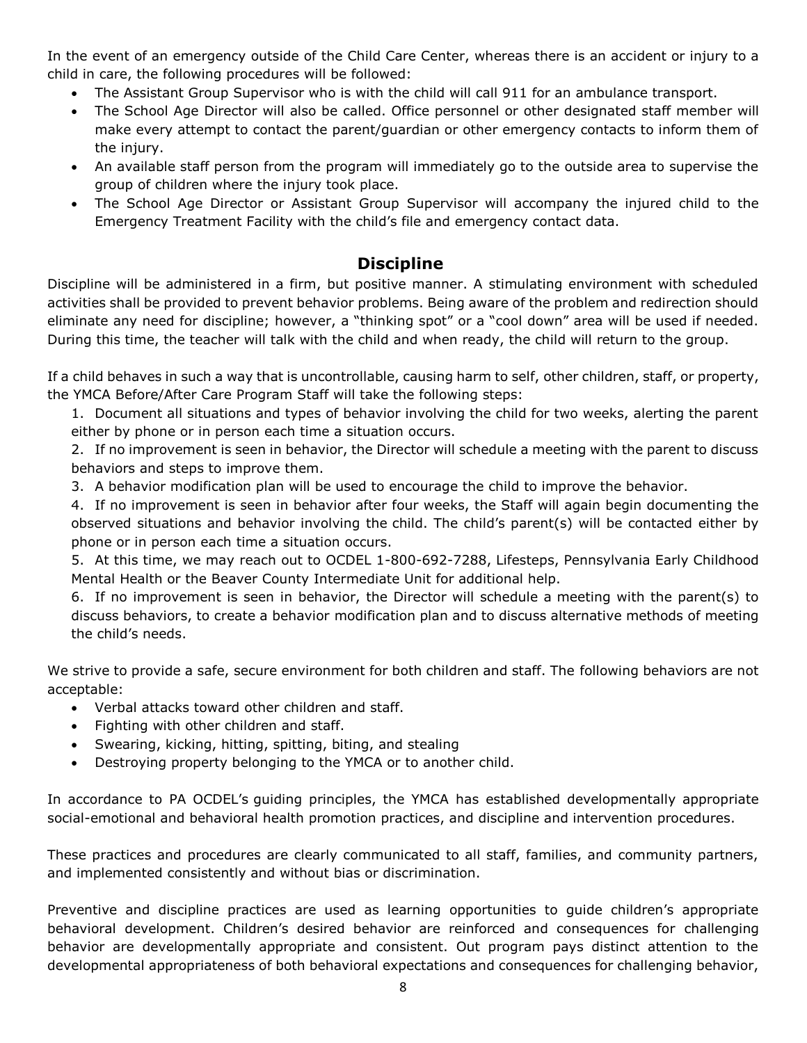In the event of an emergency outside of the Child Care Center, whereas there is an accident or injury to a child in care, the following procedures will be followed:

- The Assistant Group Supervisor who is with the child will call 911 for an ambulance transport.
- The School Age Director will also be called. Office personnel or other designated staff member will make every attempt to contact the parent/guardian or other emergency contacts to inform them of the injury.
- An available staff person from the program will immediately go to the outside area to supervise the group of children where the injury took place.
- The School Age Director or Assistant Group Supervisor will accompany the injured child to the Emergency Treatment Facility with the child's file and emergency contact data.

## Discipline

Discipline will be administered in a firm, but positive manner. A stimulating environment with scheduled activities shall be provided to prevent behavior problems. Being aware of the problem and redirection should eliminate any need for discipline; however, a "thinking spot" or a "cool down" area will be used if needed. During this time, the teacher will talk with the child and when ready, the child will return to the group.

If a child behaves in such a way that is uncontrollable, causing harm to self, other children, staff, or property, the YMCA Before/After Care Program Staff will take the following steps:

1. Document all situations and types of behavior involving the child for two weeks, alerting the parent either by phone or in person each time a situation occurs.
2. If no improvement is seen in behavior, the Director will schedule a meeting with the parent to discuss behaviors and steps to improve them.
3. A behavior modification plan will be used to encourage the child to improve the behavior.
4. If no improvement is seen in behavior after four weeks, the Staff will again begin documenting the observed situations and behavior involving the child. The child's parent(s) will be contacted either by phone or in person each time a situation occurs.
5. At this time, we may reach out to OCDEL 1-800-692-7288, Lifesteps, Pennsylvania Early Childhood Mental Health or the Beaver County Intermediate Unit for additional help.
6. If no improvement is seen in behavior, the Director will schedule a meeting with the parent(s) to discuss behaviors, to create a behavior modification plan and to discuss alternative methods of meeting the child's needs.

We strive to provide a safe, secure environment for both children and staff. The following behaviors are not acceptable:

- Verbal attacks toward other children and staff.
- Fighting with other children and staff.
- Swearing, kicking, hitting, spitting, biting, and stealing
- Destroying property belonging to the YMCA or to another child.

In accordance to PA OCDEL's guiding principles, the YMCA has established developmentally appropriate social-emotional and behavioral health promotion practices, and discipline and intervention procedures.

These practices and procedures are clearly communicated to all staff, families, and community partners, and implemented consistently and without bias or discrimination.

Preventive and discipline practices are used as learning opportunities to guide children's appropriate behavioral development. Children's desired behavior are reinforced and consequences for challenging behavior are developmentally appropriate and consistent. Out program pays distinct attention to the developmental appropriateness of both behavioral expectations and consequences for challenging behavior,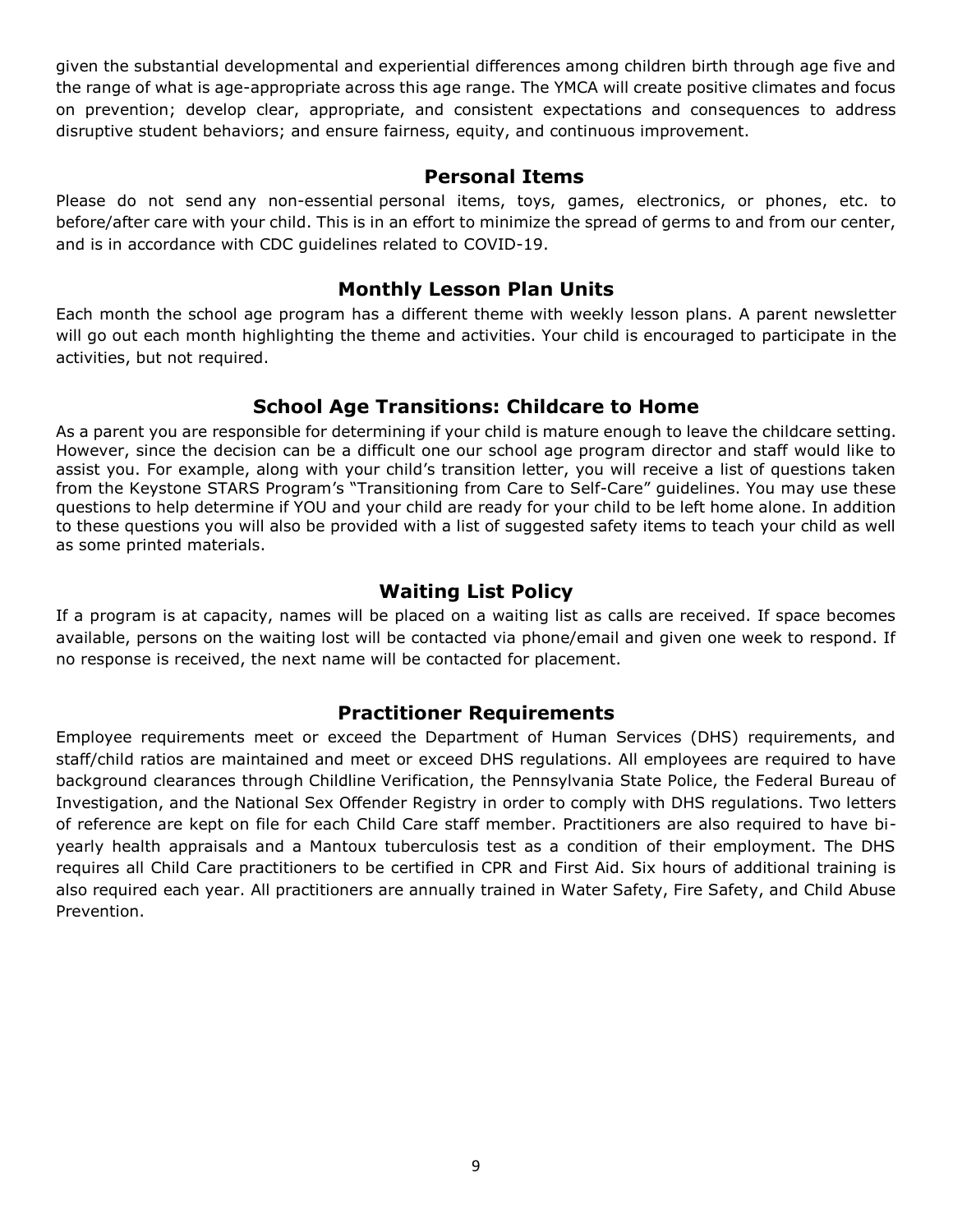given the substantial developmental and experiential differences among children birth through age five and the range of what is age-appropriate across this age range. The YMCA will create positive climates and focus on prevention; develop clear, appropriate, and consistent expectations and consequences to address disruptive student behaviors; and ensure fairness, equity, and continuous improvement.

## Personal Items

Please do not send any non-essential personal items, toys, games, electronics, or phones, etc. to before/after care with your child. This is in an effort to minimize the spread of germs to and from our center, and is in accordance with CDC guidelines related to COVID-19.

## Monthly Lesson Plan Units

Each month the school age program has a different theme with weekly lesson plans. A parent newsletter will go out each month highlighting the theme and activities. Your child is encouraged to participate in the activities, but not required.

## School Age Transitions: Childcare to Home

As a parent you are responsible for determining if your child is mature enough to leave the childcare setting. However, since the decision can be a difficult one our school age program director and staff would like to assist you. For example, along with your child's transition letter, you will receive a list of questions taken from the Keystone STARS Program's "Transitioning from Care to Self-Care" guidelines. You may use these questions to help determine if YOU and your child are ready for your child to be left home alone. In addition to these questions you will also be provided with a list of suggested safety items to teach your child as well as some printed materials.

## Waiting List Policy

If a program is at capacity, names will be placed on a waiting list as calls are received. If space becomes available, persons on the waiting lost will be contacted via phone/email and given one week to respond. If no response is received, the next name will be contacted for placement.

## Practitioner Requirements

Employee requirements meet or exceed the Department of Human Services (DHS) requirements, and staff/child ratios are maintained and meet or exceed DHS regulations. All employees are required to have background clearances through Childline Verification, the Pennsylvania State Police, the Federal Bureau of Investigation, and the National Sex Offender Registry in order to comply with DHS regulations. Two letters of reference are kept on file for each Child Care staff member. Practitioners are also required to have bi-yearly health appraisals and a Mantoux tuberculosis test as a condition of their employment. The DHS requires all Child Care practitioners to be certified in CPR and First Aid. Six hours of additional training is also required each year. All practitioners are annually trained in Water Safety, Fire Safety, and Child Abuse Prevention.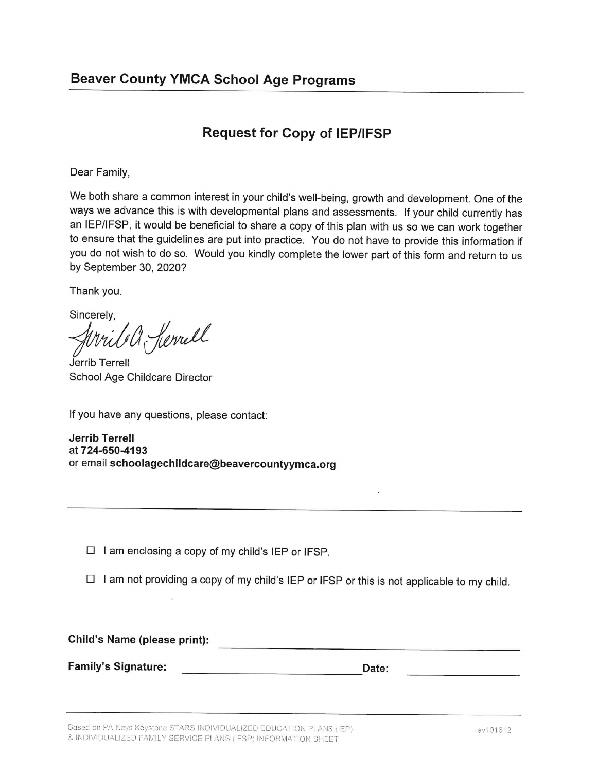## Beaver County YMCA School Age Programs

### Request for Copy of IEP/IFSP

Dear Family,

We both share a common interest in your child's well-being, growth and development. One of the ways we advance this is with developmental plans and assessments. If your child currently has an IEP/IFSP, it would be beneficial to share a copy of this plan with us so we can work together to ensure that the guidelines are put into practice. You do not have to provide this information if you do not wish to do so. Would you kindly complete the lower part of this form and return to us by September 30, 2020?

Thank you.

Sincerely,

Jerrib Terrell
School Age Childcare Director

If you have any questions, please contact:

**Jerrib Terrell**
at **724-650-4193**
or email **schoolagechildcare@beavercountyymca.org**

---

☐ I am enclosing a copy of my child's IEP or IFSP.

☐ I am not providing a copy of my child's IEP or IFSP or this is not applicable to my child.

**Child's Name (please print):** ______________________________

**Family's Signature:** ______________________ **Date:** ____________

---

Based on PA Keys Keystone STARS INDIVIDUALIZED EDUCATION PLANS (IEP) & INDIVIDUALIZED FAMILY SERVICE PLANS (IFSP) INFORMATION SHEET

rev101612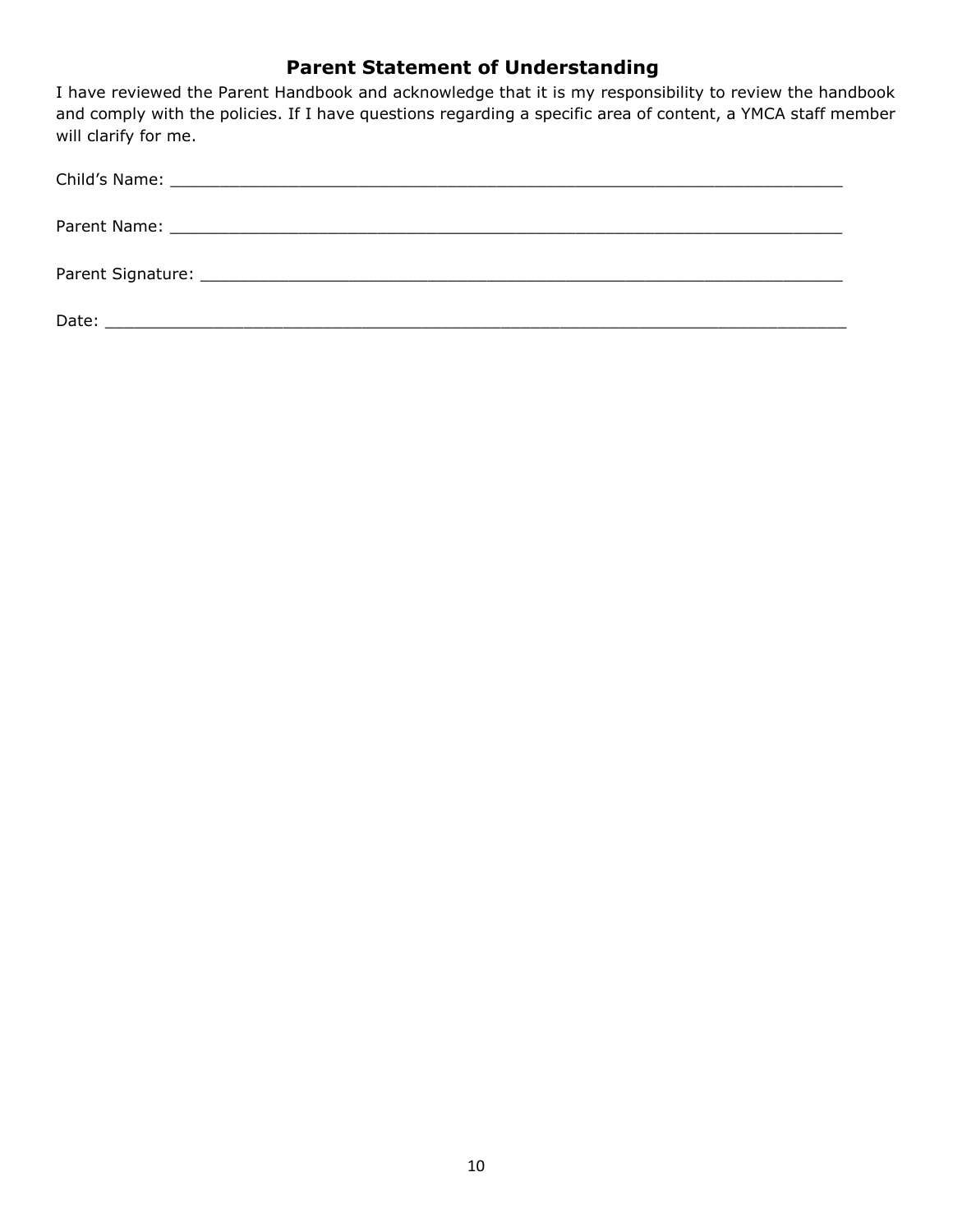## Parent Statement of Understanding

I have reviewed the Parent Handbook and acknowledge that it is my responsibility to review the handbook and comply with the policies. If I have questions regarding a specific area of content, a YMCA staff member will clarify for me.

Child's Name: ___________________________________________________________________________

Parent Name: ___________________________________________________________________________

Parent Signature: _______________________________________________________________________

Date: ________________________________________________________________________________